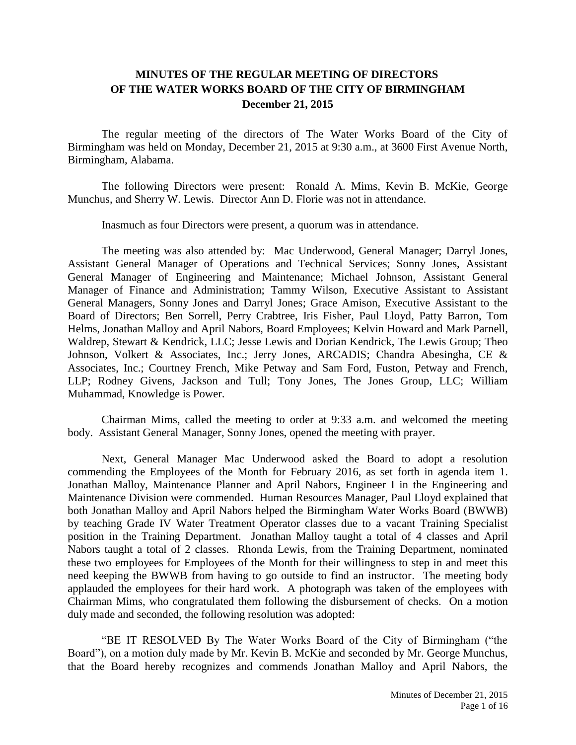# MINUTES OF THE REGULAR MEETING OF DIRECTORS OF THE WATER WORKS BOARD OF THE CITY OF BIRMINGHAM

**December 21, 2015**

The regular meeting of the directors of The Water Works Board of the City of Birmingham was held on Monday, December 21, 2015 at 9:30 a.m., at 3600 First Avenue North, Birmingham, Alabama.

The following Directors were present: Ronald A. Mims, Kevin B. McKie, George Munchus, and Sherry W. Lewis. Director Ann D. Florie was not in attendance.

Inasmuch as four Directors were present, a quorum was in attendance.

The meeting was also attended by: Mac Underwood, General Manager; Darryl Jones, Assistant General Manager of Operations and Technical Services; Sonny Jones, Assistant General Manager of Engineering and Maintenance; Michael Johnson, Assistant General Manager of Finance and Administration; Tammy Wilson, Executive Assistant to Assistant General Managers, Sonny Jones and Darryl Jones; Grace Amison, Executive Assistant to the Board of Directors; Ben Sorrell, Perry Crabtree, Iris Fisher, Paul Lloyd, Patty Barron, Tom Helms, Jonathan Malloy and April Nabors, Board Employees; Kelvin Howard and Mark Parnell, Waldrep, Stewart & Kendrick, LLC; Jesse Lewis and Dorian Kendrick, The Lewis Group; Theo Johnson, Volkert & Associates, Inc.; Jerry Jones, ARCADIS; Chandra Abesingha, CE & Associates, Inc.; Courtney French, Mike Petway and Sam Ford, Fuston, Petway and French, LLP; Rodney Givens, Jackson and Tull; Tony Jones, The Jones Group, LLC; William Muhammad, Knowledge is Power.

Chairman Mims, called the meeting to order at 9:33 a.m. and welcomed the meeting body. Assistant General Manager, Sonny Jones, opened the meeting with prayer.

Next, General Manager Mac Underwood asked the Board to adopt a resolution commending the Employees of the Month for February 2016, as set forth in agenda item 1. Jonathan Malloy, Maintenance Planner and April Nabors, Engineer I in the Engineering and Maintenance Division were commended. Human Resources Manager, Paul Lloyd explained that both Jonathan Malloy and April Nabors helped the Birmingham Water Works Board (BWWB) by teaching Grade IV Water Treatment Operator classes due to a vacant Training Specialist position in the Training Department. Jonathan Malloy taught a total of 4 classes and April Nabors taught a total of 2 classes. Rhonda Lewis, from the Training Department, nominated these two employees for Employees of the Month for their willingness to step in and meet this need keeping the BWWB from having to go outside to find an instructor. The meeting body applauded the employees for their hard work. A photograph was taken of the employees with Chairman Mims, who congratulated them following the disbursement of checks. On a motion duly made and seconded, the following resolution was adopted:

"BE IT RESOLVED By The Water Works Board of the City of Birmingham ("the Board"), on a motion duly made by Mr. Kevin B. McKie and seconded by Mr. George Munchus, that the Board hereby recognizes and commends Jonathan Malloy and April Nabors, the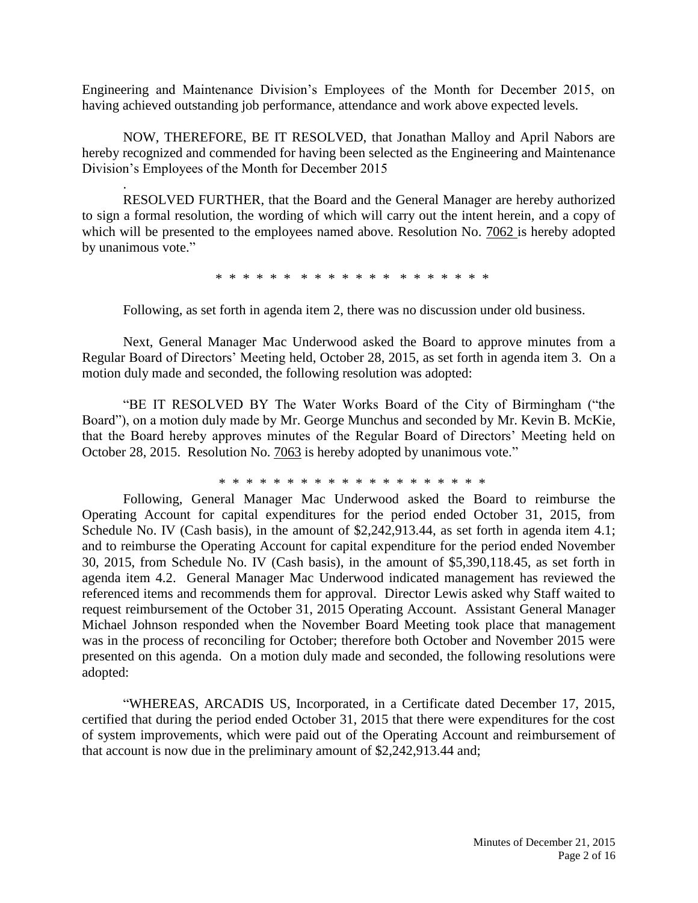Engineering and Maintenance Division's Employees of the Month for December 2015, on having achieved outstanding job performance, attendance and work above expected levels.

NOW, THEREFORE, BE IT RESOLVED, that Jonathan Malloy and April Nabors are hereby recognized and commended for having been selected as the Engineering and Maintenance Division's Employees of the Month for December 2015

.

RESOLVED FURTHER, that the Board and the General Manager are hereby authorized to sign a formal resolution, the wording of which will carry out the intent herein, and a copy of which will be presented to the employees named above. Resolution No. 7062 is hereby adopted by unanimous vote."

\* \* \* \* \* \* \* \* \* \* \* \* \* \* \* \* \* \* \* \* \* \*

Following, as set forth in agenda item 2, there was no discussion under old business.

Next, General Manager Mac Underwood asked the Board to approve minutes from a Regular Board of Directors' Meeting held, October 28, 2015, as set forth in agenda item 3. On a motion duly made and seconded, the following resolution was adopted:

"BE IT RESOLVED BY The Water Works Board of the City of Birmingham ("the Board"), on a motion duly made by Mr. George Munchus and seconded by Mr. Kevin B. McKie, that the Board hereby approves minutes of the Regular Board of Directors' Meeting held on October 28, 2015. Resolution No. 7063 is hereby adopted by unanimous vote."

\* \* \* \* \* \* \* \* \* \* \* \* \* \* \* \* \* \* \* \* \* \*

Following, General Manager Mac Underwood asked the Board to reimburse the Operating Account for capital expenditures for the period ended October 31, 2015, from Schedule No. IV (Cash basis), in the amount of $2,242,913.44, as set forth in agenda item 4.1; and to reimburse the Operating Account for capital expenditure for the period ended November 30, 2015, from Schedule No. IV (Cash basis), in the amount of $5,390,118.45, as set forth in agenda item 4.2. General Manager Mac Underwood indicated management has reviewed the referenced items and recommends them for approval. Director Lewis asked why Staff waited to request reimbursement of the October 31, 2015 Operating Account. Assistant General Manager Michael Johnson responded when the November Board Meeting took place that management was in the process of reconciling for October; therefore both October and November 2015 were presented on this agenda. On a motion duly made and seconded, the following resolutions were adopted:

"WHEREAS, ARCADIS US, Incorporated, in a Certificate dated December 17, 2015, certified that during the period ended October 31, 2015 that there were expenditures for the cost of system improvements, which were paid out of the Operating Account and reimbursement of that account is now due in the preliminary amount of $2,242,913.44 and;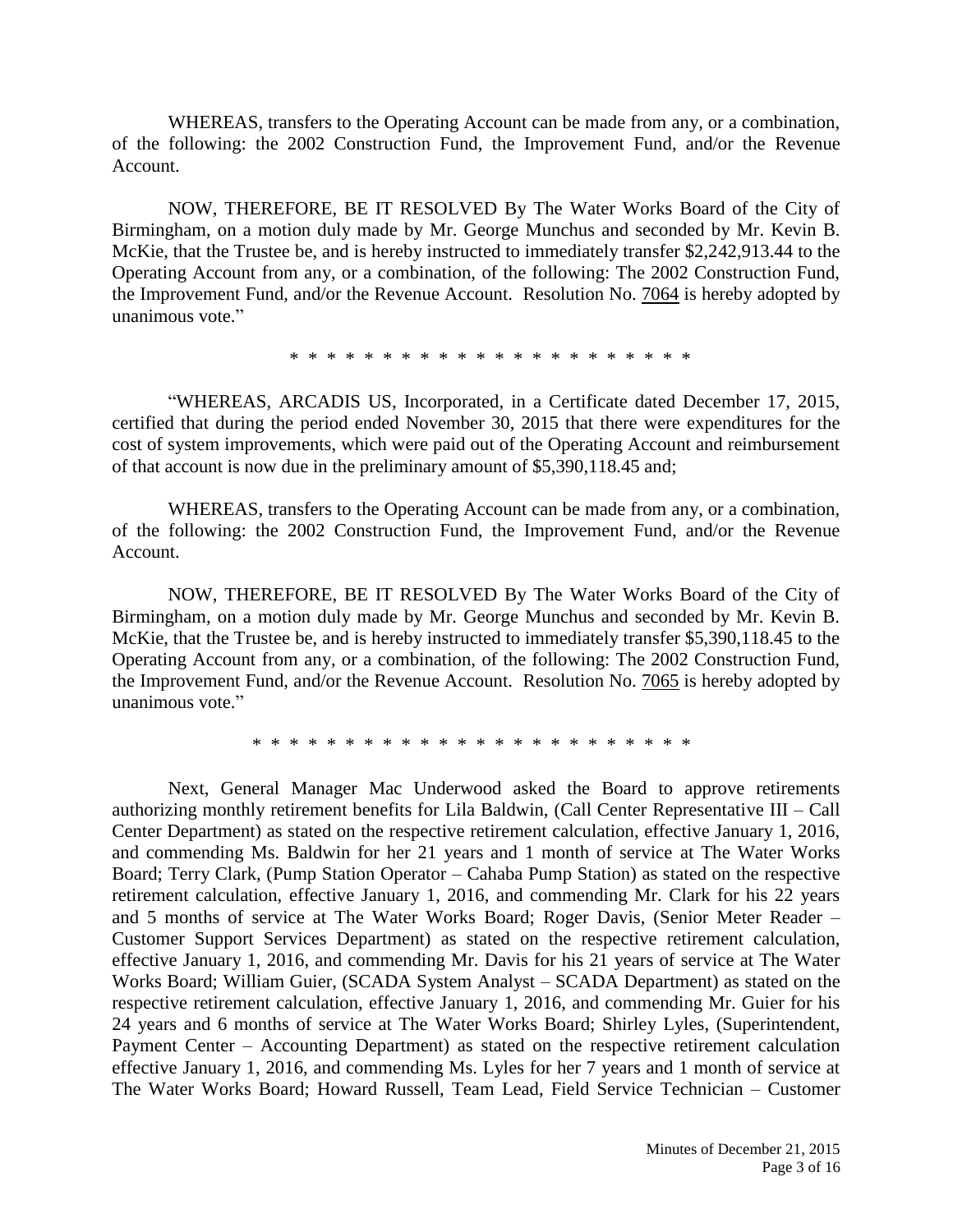WHEREAS, transfers to the Operating Account can be made from any, or a combination, of the following: the 2002 Construction Fund, the Improvement Fund, and/or the Revenue Account.

NOW, THEREFORE, BE IT RESOLVED By The Water Works Board of the City of Birmingham, on a motion duly made by Mr. George Munchus and seconded by Mr. Kevin B. McKie, that the Trustee be, and is hereby instructed to immediately transfer $2,242,913.44 to the Operating Account from any, or a combination, of the following: The 2002 Construction Fund, the Improvement Fund, and/or the Revenue Account. Resolution No. 7064 is hereby adopted by unanimous vote."

\* \* \* \* \* \* \* \* \* \* \* \* \* \* \* \* \* \* \* \* \* \* \*

"WHEREAS, ARCADIS US, Incorporated, in a Certificate dated December 17, 2015, certified that during the period ended November 30, 2015 that there were expenditures for the cost of system improvements, which were paid out of the Operating Account and reimbursement of that account is now due in the preliminary amount of $5,390,118.45 and;

WHEREAS, transfers to the Operating Account can be made from any, or a combination, of the following: the 2002 Construction Fund, the Improvement Fund, and/or the Revenue Account.

NOW, THEREFORE, BE IT RESOLVED By The Water Works Board of the City of Birmingham, on a motion duly made by Mr. George Munchus and seconded by Mr. Kevin B. McKie, that the Trustee be, and is hereby instructed to immediately transfer $5,390,118.45 to the Operating Account from any, or a combination, of the following: The 2002 Construction Fund, the Improvement Fund, and/or the Revenue Account. Resolution No. 7065 is hereby adopted by unanimous vote."

\* \* \* \* \* \* \* \* \* \* \* \* \* \* \* \* \* \* \* \* \* \* \* \*

Next, General Manager Mac Underwood asked the Board to approve retirements authorizing monthly retirement benefits for Lila Baldwin, (Call Center Representative III – Call Center Department) as stated on the respective retirement calculation, effective January 1, 2016, and commending Ms. Baldwin for her 21 years and 1 month of service at The Water Works Board; Terry Clark, (Pump Station Operator – Cahaba Pump Station) as stated on the respective retirement calculation, effective January 1, 2016, and commending Mr. Clark for his 22 years and 5 months of service at The Water Works Board; Roger Davis, (Senior Meter Reader – Customer Support Services Department) as stated on the respective retirement calculation, effective January 1, 2016, and commending Mr. Davis for his 21 years of service at The Water Works Board; William Guier, (SCADA System Analyst – SCADA Department) as stated on the respective retirement calculation, effective January 1, 2016, and commending Mr. Guier for his 24 years and 6 months of service at The Water Works Board; Shirley Lyles, (Superintendent, Payment Center – Accounting Department) as stated on the respective retirement calculation effective January 1, 2016, and commending Ms. Lyles for her 7 years and 1 month of service at The Water Works Board; Howard Russell, Team Lead, Field Service Technician – Customer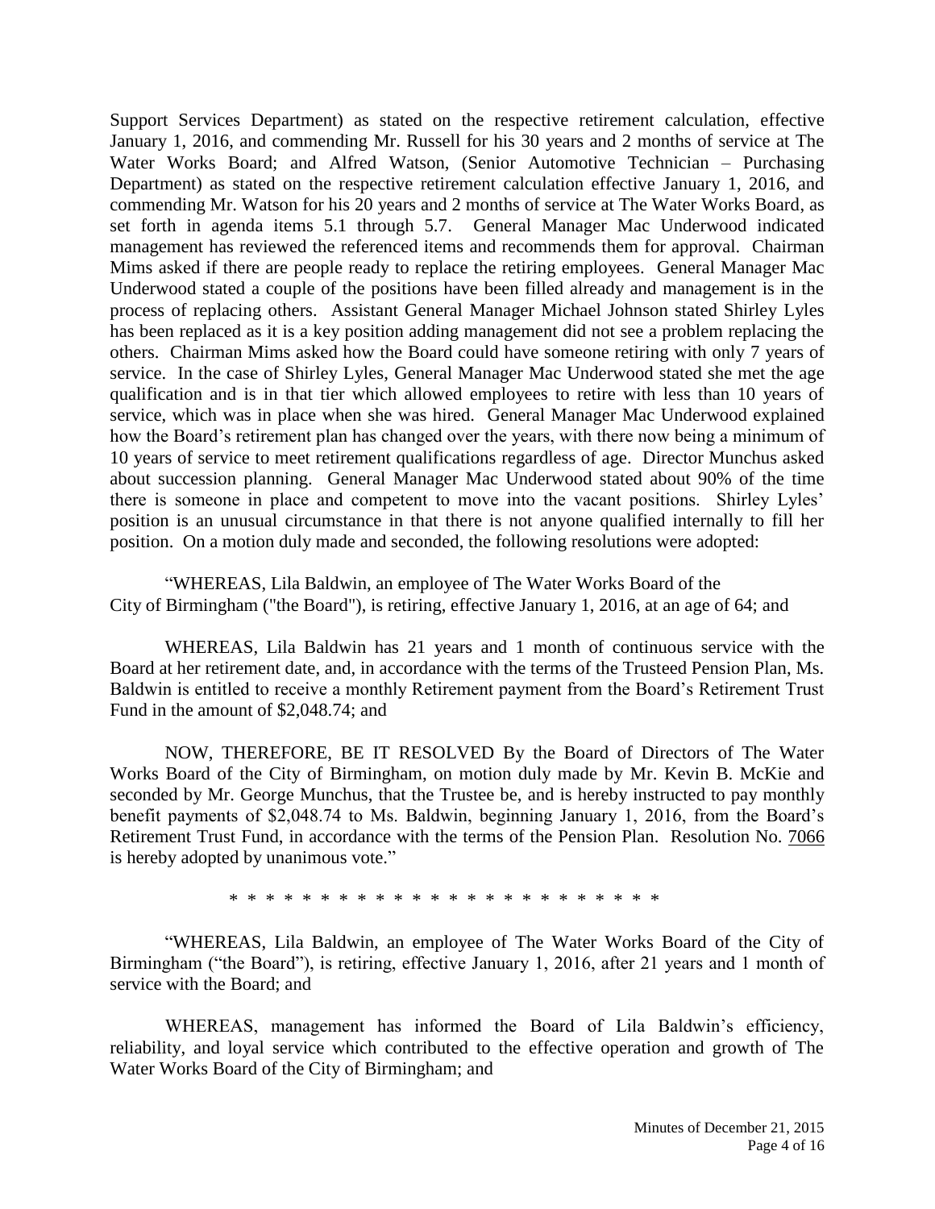Support Services Department) as stated on the respective retirement calculation, effective January 1, 2016, and commending Mr. Russell for his 30 years and 2 months of service at The Water Works Board; and Alfred Watson, (Senior Automotive Technician – Purchasing Department) as stated on the respective retirement calculation effective January 1, 2016, and commending Mr. Watson for his 20 years and 2 months of service at The Water Works Board, as set forth in agenda items 5.1 through 5.7. General Manager Mac Underwood indicated management has reviewed the referenced items and recommends them for approval. Chairman Mims asked if there are people ready to replace the retiring employees. General Manager Mac Underwood stated a couple of the positions have been filled already and management is in the process of replacing others. Assistant General Manager Michael Johnson stated Shirley Lyles has been replaced as it is a key position adding management did not see a problem replacing the others. Chairman Mims asked how the Board could have someone retiring with only 7 years of service. In the case of Shirley Lyles, General Manager Mac Underwood stated she met the age qualification and is in that tier which allowed employees to retire with less than 10 years of service, which was in place when she was hired. General Manager Mac Underwood explained how the Board's retirement plan has changed over the years, with there now being a minimum of 10 years of service to meet retirement qualifications regardless of age. Director Munchus asked about succession planning. General Manager Mac Underwood stated about 90% of the time there is someone in place and competent to move into the vacant positions. Shirley Lyles' position is an unusual circumstance in that there is not anyone qualified internally to fill her position. On a motion duly made and seconded, the following resolutions were adopted:

"WHEREAS, Lila Baldwin, an employee of The Water Works Board of the City of Birmingham ("the Board"), is retiring, effective January 1, 2016, at an age of 64; and

WHEREAS, Lila Baldwin has 21 years and 1 month of continuous service with the Board at her retirement date, and, in accordance with the terms of the Trusteed Pension Plan, Ms. Baldwin is entitled to receive a monthly Retirement payment from the Board's Retirement Trust Fund in the amount of $2,048.74; and

NOW, THEREFORE, BE IT RESOLVED By the Board of Directors of The Water Works Board of the City of Birmingham, on motion duly made by Mr. Kevin B. McKie and seconded by Mr. George Munchus, that the Trustee be, and is hereby instructed to pay monthly benefit payments of $2,048.74 to Ms. Baldwin, beginning January 1, 2016, from the Board's Retirement Trust Fund, in accordance with the terms of the Pension Plan. Resolution No. 7066 is hereby adopted by unanimous vote."

* * * * * * * * * * * * * * * * * * * * * * * * * *

"WHEREAS, Lila Baldwin, an employee of The Water Works Board of the City of Birmingham ("the Board"), is retiring, effective January 1, 2016, after 21 years and 1 month of service with the Board; and

WHEREAS, management has informed the Board of Lila Baldwin's efficiency, reliability, and loyal service which contributed to the effective operation and growth of The Water Works Board of the City of Birmingham; and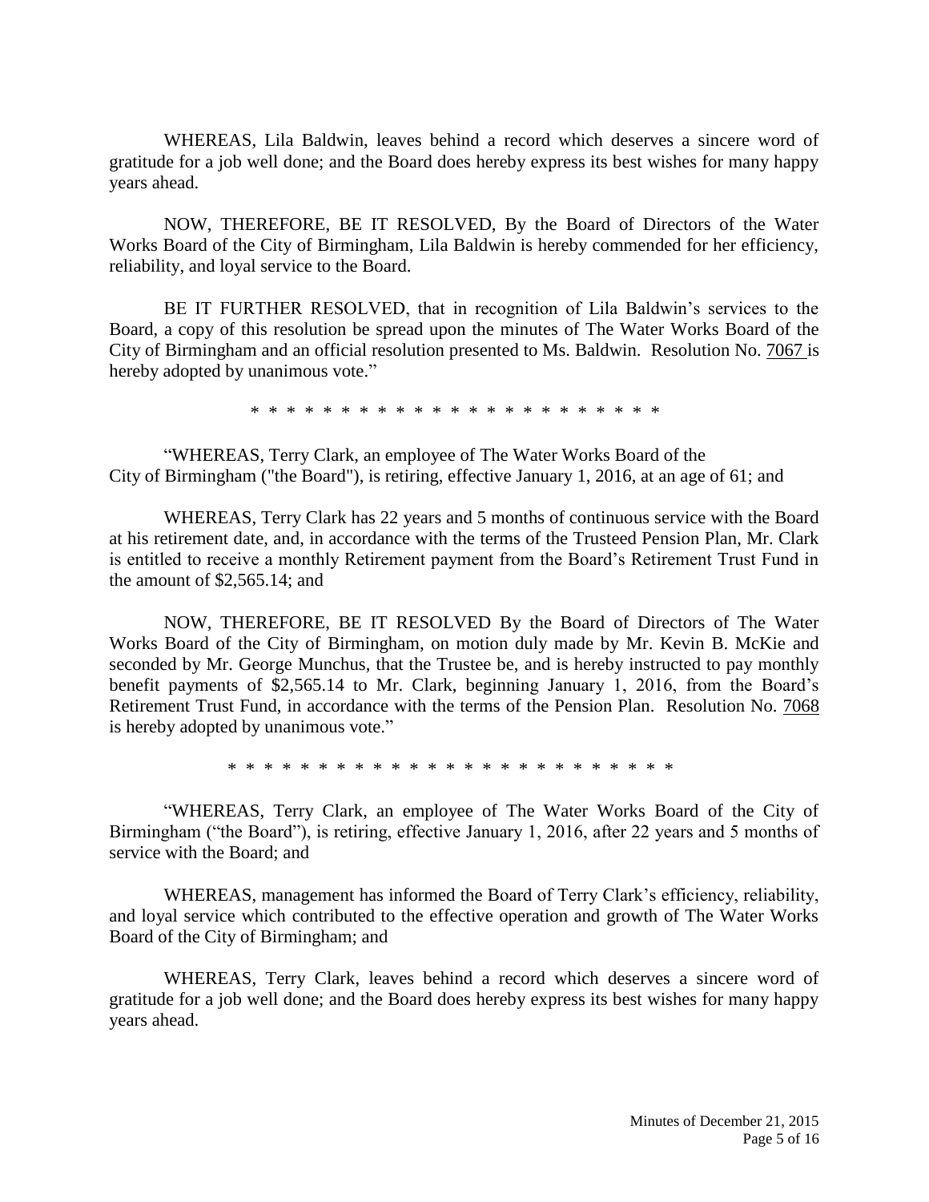WHEREAS, Lila Baldwin, leaves behind a record which deserves a sincere word of gratitude for a job well done; and the Board does hereby express its best wishes for many happy years ahead.

NOW, THEREFORE, BE IT RESOLVED, By the Board of Directors of the Water Works Board of the City of Birmingham, Lila Baldwin is hereby commended for her efficiency, reliability, and loyal service to the Board.

BE IT FURTHER RESOLVED, that in recognition of Lila Baldwin's services to the Board, a copy of this resolution be spread upon the minutes of The Water Works Board of the City of Birmingham and an official resolution presented to Ms. Baldwin. Resolution No. 7067 is hereby adopted by unanimous vote."

\* \* \* \* \* \* \* \* \* \* \* \* \* \* \* \* \* \* \* \* \* \* \* \* \*

"WHEREAS, Terry Clark, an employee of The Water Works Board of the City of Birmingham ("the Board"), is retiring, effective January 1, 2016, at an age of 61; and

WHEREAS, Terry Clark has 22 years and 5 months of continuous service with the Board at his retirement date, and, in accordance with the terms of the Trusteed Pension Plan, Mr. Clark is entitled to receive a monthly Retirement payment from the Board's Retirement Trust Fund in the amount of \$2,565.14; and

NOW, THEREFORE, BE IT RESOLVED By the Board of Directors of The Water Works Board of the City of Birmingham, on motion duly made by Mr. Kevin B. McKie and seconded by Mr. George Munchus, that the Trustee be, and is hereby instructed to pay monthly benefit payments of \$2,565.14 to Mr. Clark, beginning January 1, 2016, from the Board's Retirement Trust Fund, in accordance with the terms of the Pension Plan. Resolution No. 7068 is hereby adopted by unanimous vote."

\* \* \* \* \* \* \* \* \* \* \* \* \* \* \* \* \* \* \* \* \* \* \* \* \* \*

"WHEREAS, Terry Clark, an employee of The Water Works Board of the City of Birmingham ("the Board"), is retiring, effective January 1, 2016, after 22 years and 5 months of service with the Board; and

WHEREAS, management has informed the Board of Terry Clark's efficiency, reliability, and loyal service which contributed to the effective operation and growth of The Water Works Board of the City of Birmingham; and

WHEREAS, Terry Clark, leaves behind a record which deserves a sincere word of gratitude for a job well done; and the Board does hereby express its best wishes for many happy years ahead.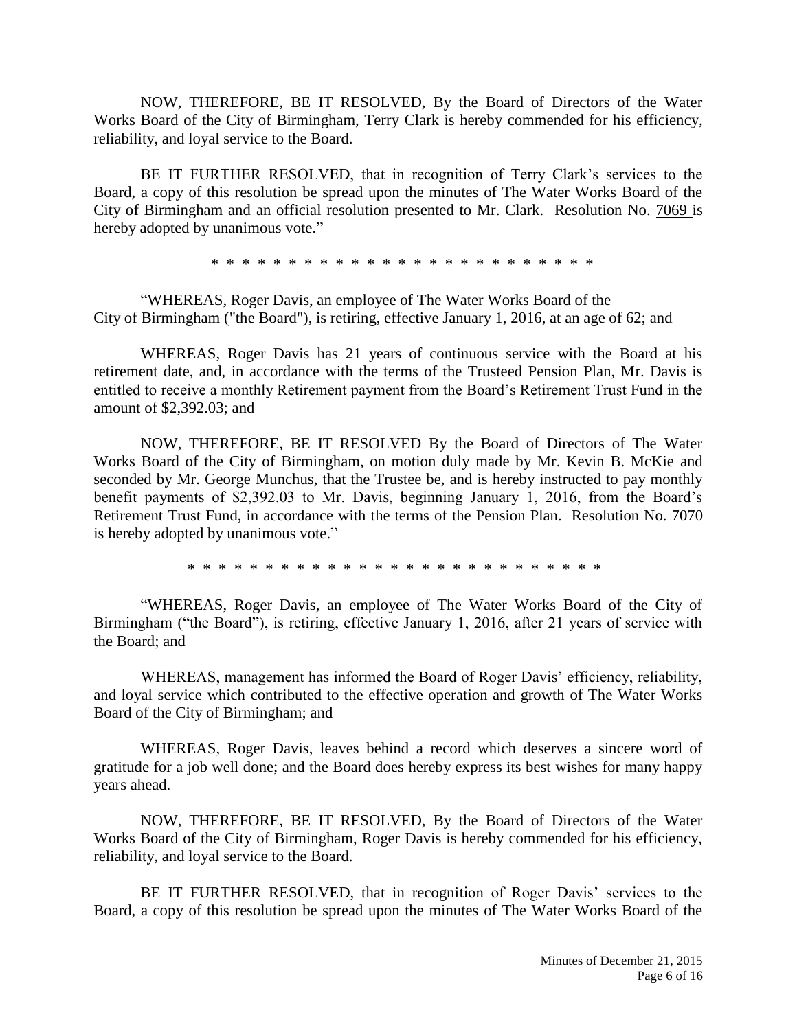NOW, THEREFORE, BE IT RESOLVED, By the Board of Directors of the Water Works Board of the City of Birmingham, Terry Clark is hereby commended for his efficiency, reliability, and loyal service to the Board.

BE IT FURTHER RESOLVED, that in recognition of Terry Clark's services to the Board, a copy of this resolution be spread upon the minutes of The Water Works Board of the City of Birmingham and an official resolution presented to Mr. Clark. Resolution No. 7069 is hereby adopted by unanimous vote."

* * * * * * * * * * * * * * * * * * * * * * * * * * *

"WHEREAS, Roger Davis, an employee of The Water Works Board of the City of Birmingham ("the Board"), is retiring, effective January 1, 2016, at an age of 62; and

WHEREAS, Roger Davis has 21 years of continuous service with the Board at his retirement date, and, in accordance with the terms of the Trusteed Pension Plan, Mr. Davis is entitled to receive a monthly Retirement payment from the Board's Retirement Trust Fund in the amount of $2,392.03; and

NOW, THEREFORE, BE IT RESOLVED By the Board of Directors of The Water Works Board of the City of Birmingham, on motion duly made by Mr. Kevin B. McKie and seconded by Mr. George Munchus, that the Trustee be, and is hereby instructed to pay monthly benefit payments of $2,392.03 to Mr. Davis, beginning January 1, 2016, from the Board's Retirement Trust Fund, in accordance with the terms of the Pension Plan. Resolution No. 7070 is hereby adopted by unanimous vote."

* * * * * * * * * * * * * * * * * * * * * * * * * * * *

"WHEREAS, Roger Davis, an employee of The Water Works Board of the City of Birmingham ("the Board"), is retiring, effective January 1, 2016, after 21 years of service with the Board; and

WHEREAS, management has informed the Board of Roger Davis' efficiency, reliability, and loyal service which contributed to the effective operation and growth of The Water Works Board of the City of Birmingham; and

WHEREAS, Roger Davis, leaves behind a record which deserves a sincere word of gratitude for a job well done; and the Board does hereby express its best wishes for many happy years ahead.

NOW, THEREFORE, BE IT RESOLVED, By the Board of Directors of the Water Works Board of the City of Birmingham, Roger Davis is hereby commended for his efficiency, reliability, and loyal service to the Board.

BE IT FURTHER RESOLVED, that in recognition of Roger Davis' services to the Board, a copy of this resolution be spread upon the minutes of The Water Works Board of the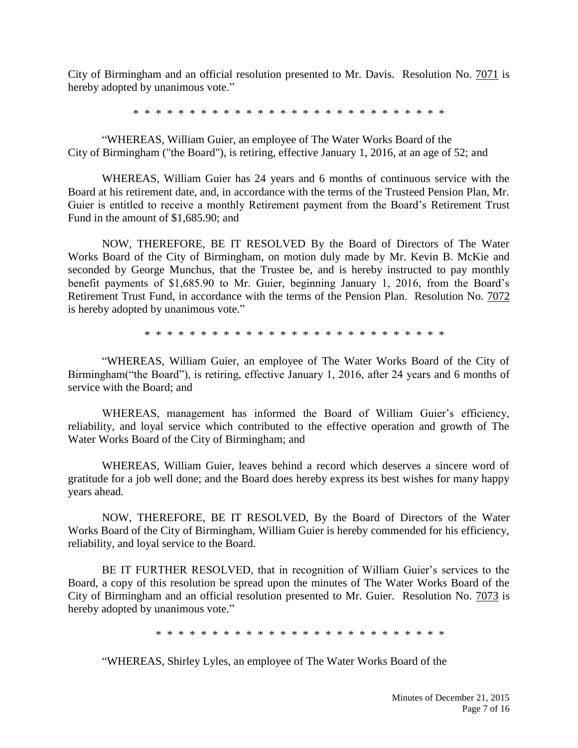City of Birmingham and an official resolution presented to Mr. Davis. Resolution No. 7071 is hereby adopted by unanimous vote."

\* \* \* \* \* \* \* \* \* \* \* \* \* \* \* \* \* \* \* \* \* \* \* \* \* \* \* \* \* \* \*

"WHEREAS, William Guier, an employee of The Water Works Board of the City of Birmingham ("the Board"), is retiring, effective January 1, 2016, at an age of 52; and

WHEREAS, William Guier has 24 years and 6 months of continuous service with the Board at his retirement date, and, in accordance with the terms of the Trusteed Pension Plan, Mr. Guier is entitled to receive a monthly Retirement payment from the Board's Retirement Trust Fund in the amount of $1,685.90; and

NOW, THEREFORE, BE IT RESOLVED By the Board of Directors of The Water Works Board of the City of Birmingham, on motion duly made by Mr. Kevin B. McKie and seconded by George Munchus, that the Trustee be, and is hereby instructed to pay monthly benefit payments of $1,685.90 to Mr. Guier, beginning January 1, 2016, from the Board's Retirement Trust Fund, in accordance with the terms of the Pension Plan. Resolution No. 7072 is hereby adopted by unanimous vote."

\* \* \* \* \* \* \* \* \* \* \* \* \* \* \* \* \* \* \* \* \* \* \* \* \* \* \* \* \* \*

"WHEREAS, William Guier, an employee of The Water Works Board of the City of Birmingham("the Board"), is retiring, effective January 1, 2016, after 24 years and 6 months of service with the Board; and

WHEREAS, management has informed the Board of William Guier's efficiency, reliability, and loyal service which contributed to the effective operation and growth of The Water Works Board of the City of Birmingham; and

WHEREAS, William Guier, leaves behind a record which deserves a sincere word of gratitude for a job well done; and the Board does hereby express its best wishes for many happy years ahead.

NOW, THEREFORE, BE IT RESOLVED, By the Board of Directors of the Water Works Board of the City of Birmingham, William Guier is hereby commended for his efficiency, reliability, and loyal service to the Board.

BE IT FURTHER RESOLVED, that in recognition of William Guier's services to the Board, a copy of this resolution be spread upon the minutes of The Water Works Board of the City of Birmingham and an official resolution presented to Mr. Guier. Resolution No. 7073 is hereby adopted by unanimous vote."

\* \* \* \* \* \* \* \* \* \* \* \* \* \* \* \* \* \* \* \* \* \* \* \* \* \* \* \* \* \*

"WHEREAS, Shirley Lyles, an employee of The Water Works Board of the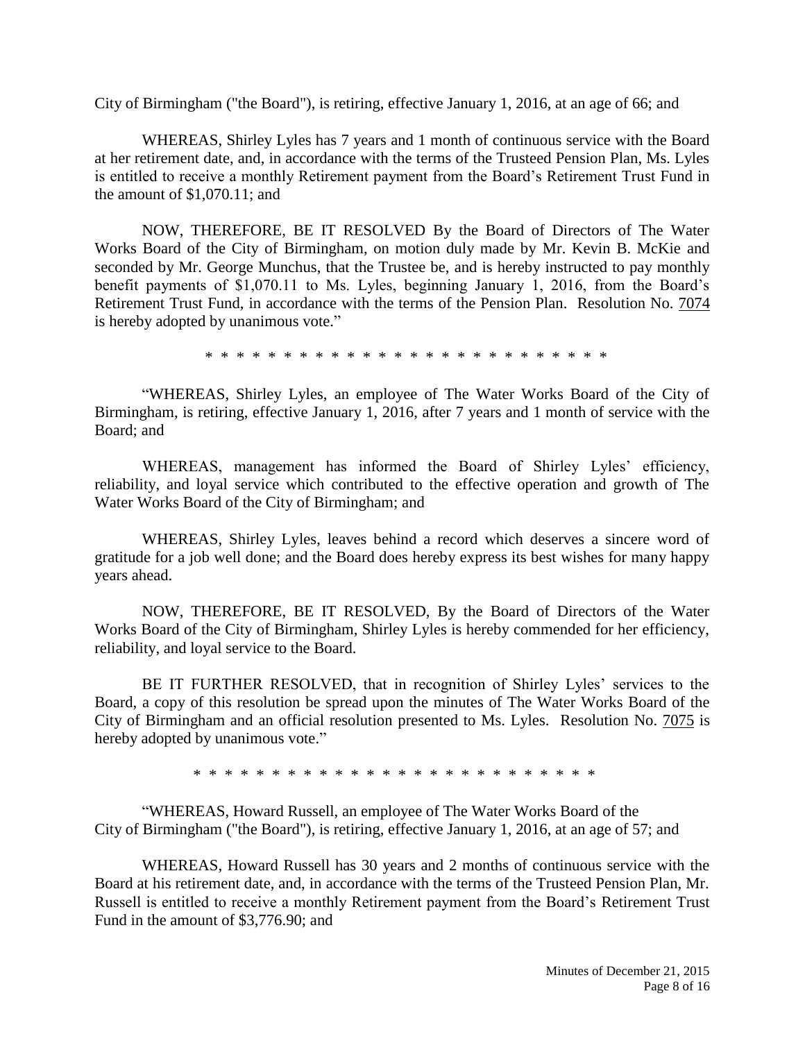City of Birmingham ("the Board"), is retiring, effective January 1, 2016, at an age of 66; and

WHEREAS, Shirley Lyles has 7 years and 1 month of continuous service with the Board at her retirement date, and, in accordance with the terms of the Trusteed Pension Plan, Ms. Lyles is entitled to receive a monthly Retirement payment from the Board's Retirement Trust Fund in the amount of $1,070.11; and

NOW, THEREFORE, BE IT RESOLVED By the Board of Directors of The Water Works Board of the City of Birmingham, on motion duly made by Mr. Kevin B. McKie and seconded by Mr. George Munchus, that the Trustee be, and is hereby instructed to pay monthly benefit payments of $1,070.11 to Ms. Lyles, beginning January 1, 2016, from the Board's Retirement Trust Fund, in accordance with the terms of the Pension Plan. Resolution No. 7074 is hereby adopted by unanimous vote."

* * * * * * * * * * * * * * * * * * * * * * * * * * * *

"WHEREAS, Shirley Lyles, an employee of The Water Works Board of the City of Birmingham, is retiring, effective January 1, 2016, after 7 years and 1 month of service with the Board; and

WHEREAS, management has informed the Board of Shirley Lyles' efficiency, reliability, and loyal service which contributed to the effective operation and growth of The Water Works Board of the City of Birmingham; and

WHEREAS, Shirley Lyles, leaves behind a record which deserves a sincere word of gratitude for a job well done; and the Board does hereby express its best wishes for many happy years ahead.

NOW, THEREFORE, BE IT RESOLVED, By the Board of Directors of the Water Works Board of the City of Birmingham, Shirley Lyles is hereby commended for her efficiency, reliability, and loyal service to the Board.

BE IT FURTHER RESOLVED, that in recognition of Shirley Lyles' services to the Board, a copy of this resolution be spread upon the minutes of The Water Works Board of the City of Birmingham and an official resolution presented to Ms. Lyles. Resolution No. 7075 is hereby adopted by unanimous vote."

* * * * * * * * * * * * * * * * * * * * * * * * * * * *

"WHEREAS, Howard Russell, an employee of The Water Works Board of the City of Birmingham ("the Board"), is retiring, effective January 1, 2016, at an age of 57; and

WHEREAS, Howard Russell has 30 years and 2 months of continuous service with the Board at his retirement date, and, in accordance with the terms of the Trusteed Pension Plan, Mr. Russell is entitled to receive a monthly Retirement payment from the Board's Retirement Trust Fund in the amount of $3,776.90; and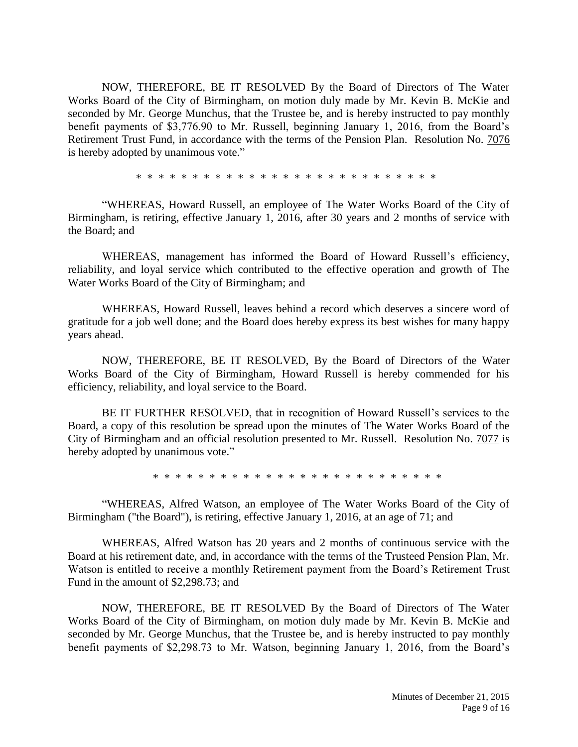NOW, THEREFORE, BE IT RESOLVED By the Board of Directors of The Water Works Board of the City of Birmingham, on motion duly made by Mr. Kevin B. McKie and seconded by Mr. George Munchus, that the Trustee be, and is hereby instructed to pay monthly benefit payments of $3,776.90 to Mr. Russell, beginning January 1, 2016, from the Board's Retirement Trust Fund, in accordance with the terms of the Pension Plan. Resolution No. 7076 is hereby adopted by unanimous vote."

\* \* \* \* \* \* \* \* \* \* \* \* \* \* \* \* \* \* \* \* \* \* \* \* \* \* \* \* \* \*

"WHEREAS, Howard Russell, an employee of The Water Works Board of the City of Birmingham, is retiring, effective January 1, 2016, after 30 years and 2 months of service with the Board; and

WHEREAS, management has informed the Board of Howard Russell's efficiency, reliability, and loyal service which contributed to the effective operation and growth of The Water Works Board of the City of Birmingham; and

WHEREAS, Howard Russell, leaves behind a record which deserves a sincere word of gratitude for a job well done; and the Board does hereby express its best wishes for many happy years ahead.

NOW, THEREFORE, BE IT RESOLVED, By the Board of Directors of the Water Works Board of the City of Birmingham, Howard Russell is hereby commended for his efficiency, reliability, and loyal service to the Board.

BE IT FURTHER RESOLVED, that in recognition of Howard Russell's services to the Board, a copy of this resolution be spread upon the minutes of The Water Works Board of the City of Birmingham and an official resolution presented to Mr. Russell. Resolution No. 7077 is hereby adopted by unanimous vote."

\* \* \* \* \* \* \* \* \* \* \* \* \* \* \* \* \* \* \* \* \* \* \* \* \* \* \* \* \* \*

"WHEREAS, Alfred Watson, an employee of The Water Works Board of the City of Birmingham ("the Board"), is retiring, effective January 1, 2016, at an age of 71; and

WHEREAS, Alfred Watson has 20 years and 2 months of continuous service with the Board at his retirement date, and, in accordance with the terms of the Trusteed Pension Plan, Mr. Watson is entitled to receive a monthly Retirement payment from the Board's Retirement Trust Fund in the amount of $2,298.73; and

NOW, THEREFORE, BE IT RESOLVED By the Board of Directors of The Water Works Board of the City of Birmingham, on motion duly made by Mr. Kevin B. McKie and seconded by Mr. George Munchus, that the Trustee be, and is hereby instructed to pay monthly benefit payments of $2,298.73 to Mr. Watson, beginning January 1, 2016, from the Board's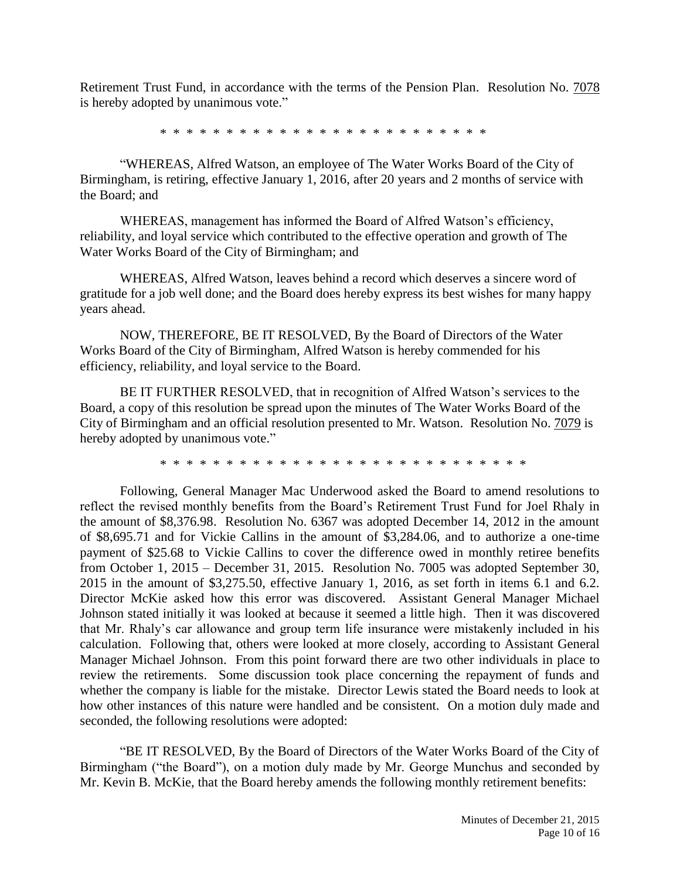Retirement Trust Fund, in accordance with the terms of the Pension Plan. Resolution No. <u>7078</u> is hereby adopted by unanimous vote."

\* \* \* \* \* \* \* \* \* \* \* \* \* \* \* \* \* \* \* \* \* \* \* \* \* \* \*

"WHEREAS, Alfred Watson, an employee of The Water Works Board of the City of Birmingham, is retiring, effective January 1, 2016, after 20 years and 2 months of service with the Board; and

WHEREAS, management has informed the Board of Alfred Watson's efficiency, reliability, and loyal service which contributed to the effective operation and growth of The Water Works Board of the City of Birmingham; and

WHEREAS, Alfred Watson, leaves behind a record which deserves a sincere word of gratitude for a job well done; and the Board does hereby express its best wishes for many happy years ahead.

NOW, THEREFORE, BE IT RESOLVED, By the Board of Directors of the Water Works Board of the City of Birmingham, Alfred Watson is hereby commended for his efficiency, reliability, and loyal service to the Board.

BE IT FURTHER RESOLVED, that in recognition of Alfred Watson's services to the Board, a copy of this resolution be spread upon the minutes of The Water Works Board of the City of Birmingham and an official resolution presented to Mr. Watson. Resolution No. <u>7079</u> is hereby adopted by unanimous vote."

\* \* \* \* \* \* \* \* \* \* \* \* \* \* \* \* \* \* \* \* \* \* \* \* \* \* \* \* \* \*

Following, General Manager Mac Underwood asked the Board to amend resolutions to reflect the revised monthly benefits from the Board's Retirement Trust Fund for Joel Rhaly in the amount of $8,376.98. Resolution No. 6367 was adopted December 14, 2012 in the amount of $8,695.71 and for Vickie Callins in the amount of $3,284.06, and to authorize a one-time payment of $25.68 to Vickie Callins to cover the difference owed in monthly retiree benefits from October 1, 2015 – December 31, 2015. Resolution No. 7005 was adopted September 30, 2015 in the amount of $3,275.50, effective January 1, 2016, as set forth in items 6.1 and 6.2. Director McKie asked how this error was discovered. Assistant General Manager Michael Johnson stated initially it was looked at because it seemed a little high. Then it was discovered that Mr. Rhaly's car allowance and group term life insurance were mistakenly included in his calculation. Following that, others were looked at more closely, according to Assistant General Manager Michael Johnson. From this point forward there are two other individuals in place to review the retirements. Some discussion took place concerning the repayment of funds and whether the company is liable for the mistake. Director Lewis stated the Board needs to look at how other instances of this nature were handled and be consistent. On a motion duly made and seconded, the following resolutions were adopted:

"BE IT RESOLVED, By the Board of Directors of the Water Works Board of the City of Birmingham ("the Board"), on a motion duly made by Mr. George Munchus and seconded by Mr. Kevin B. McKie, that the Board hereby amends the following monthly retirement benefits: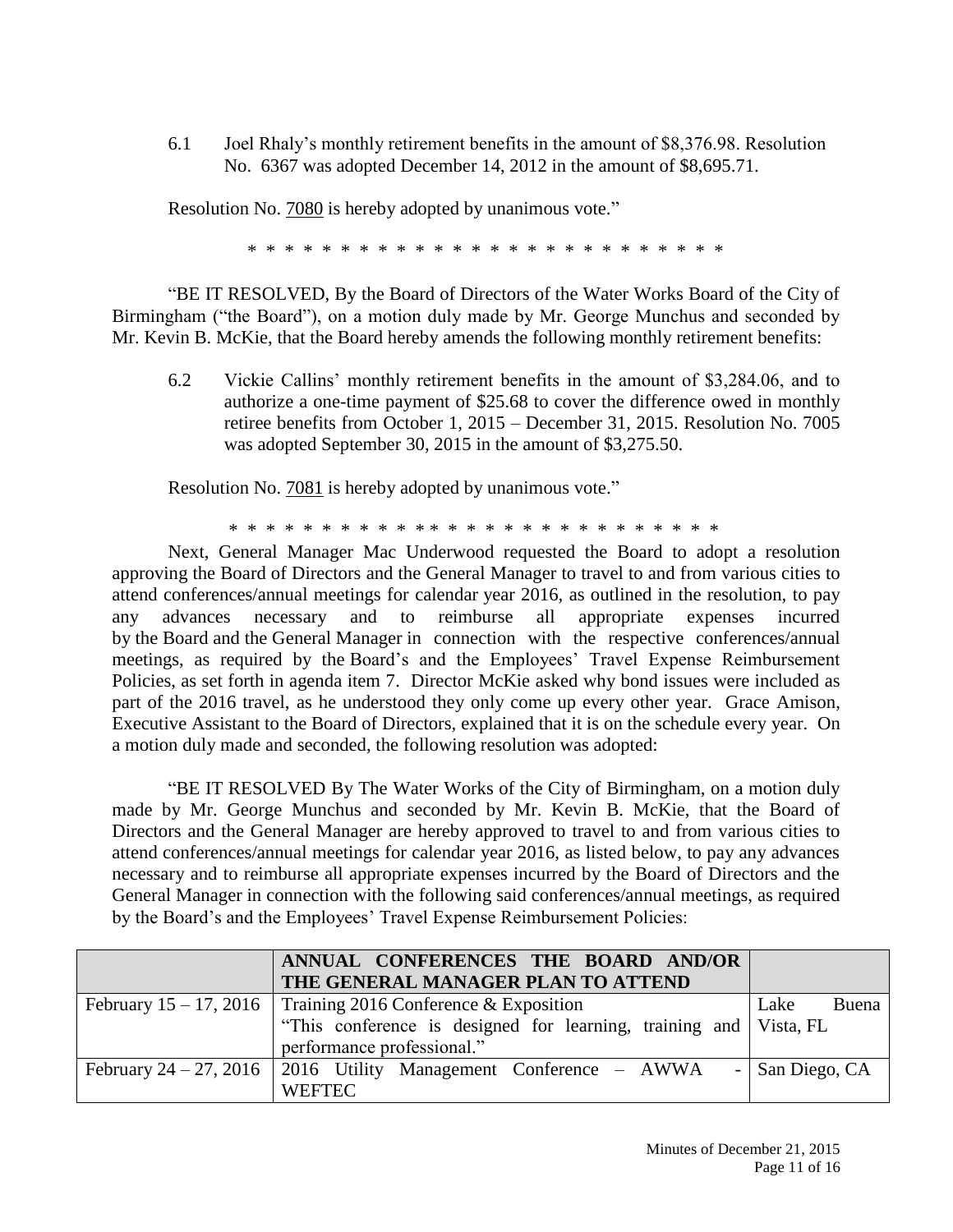6.1 Joel Rhaly's monthly retirement benefits in the amount of $8,376.98. Resolution No. 6367 was adopted December 14, 2012 in the amount of $8,695.71.

Resolution No. 7080 is hereby adopted by unanimous vote."

\* \* \* \* \* \* \* \* \* \* \* \* \* \* \* \* \* \* \* \* \* \* \* \* \* \* \* \* \*

"BE IT RESOLVED, By the Board of Directors of the Water Works Board of the City of Birmingham ("the Board"), on a motion duly made by Mr. George Munchus and seconded by Mr. Kevin B. McKie, that the Board hereby amends the following monthly retirement benefits:

6.2 Vickie Callins' monthly retirement benefits in the amount of $3,284.06, and to authorize a one-time payment of $25.68 to cover the difference owed in monthly retiree benefits from October 1, 2015 – December 31, 2015. Resolution No. 7005 was adopted September 30, 2015 in the amount of $3,275.50.

Resolution No. 7081 is hereby adopted by unanimous vote."

\* \* \* \* \* \* \* \* \* \* \* \* \* \* \* \* \* \* \* \* \* \* \* \* \* \* \* \* \* \*

Next, General Manager Mac Underwood requested the Board to adopt a resolution approving the Board of Directors and the General Manager to travel to and from various cities to attend conferences/annual meetings for calendar year 2016, as outlined in the resolution, to pay any advances necessary and to reimburse all appropriate expenses incurred by the Board and the General Manager in connection with the respective conferences/annual meetings, as required by the Board's and the Employees' Travel Expense Reimbursement Policies, as set forth in agenda item 7. Director McKie asked why bond issues were included as part of the 2016 travel, as he understood they only come up every other year. Grace Amison, Executive Assistant to the Board of Directors, explained that it is on the schedule every year. On a motion duly made and seconded, the following resolution was adopted:

"BE IT RESOLVED By The Water Works of the City of Birmingham, on a motion duly made by Mr. George Munchus and seconded by Mr. Kevin B. McKie, that the Board of Directors and the General Manager are hereby approved to travel to and from various cities to attend conferences/annual meetings for calendar year 2016, as listed below, to pay any advances necessary and to reimburse all appropriate expenses incurred by the Board of Directors and the General Manager in connection with the following said conferences/annual meetings, as required by the Board's and the Employees' Travel Expense Reimbursement Policies:

| | **ANNUAL CONFERENCES THE BOARD AND/OR THE GENERAL MANAGER PLAN TO ATTEND** | |
|---|---|---|
| February 15 – 17, 2016 | Training 2016 Conference & Exposition "This conference is designed for learning, training and performance professional." | Lake Buena Vista, FL |
| February 24 – 27, 2016 | 2016 Utility Management Conference – AWWA - WEFTEC | San Diego, CA |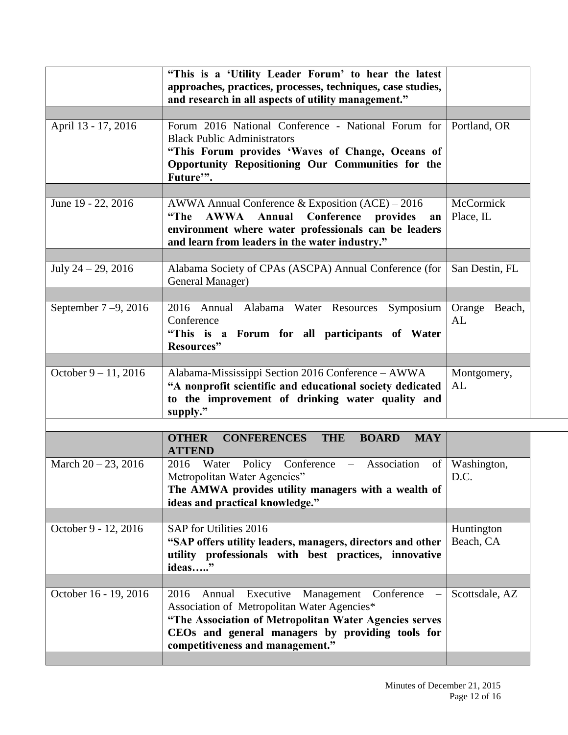| | | |
|---|---|---|
| | **"This is a 'Utility Leader Forum' to hear the latest approaches, practices, processes, techniques, case studies, and research in all aspects of utility management."** | |
| | | |
| April 13 - 17, 2016 | Forum 2016 National Conference - National Forum for Black Public Administrators<br>**"This Forum provides 'Waves of Change, Oceans of Opportunity Repositioning Our Communities for the Future'".** | Portland, OR |
| | | |
| June 19 - 22, 2016 | AWWA Annual Conference & Exposition (ACE) – 2016<br>**"The AWWA Annual Conference provides an environment where water professionals can be leaders and learn from leaders in the water industry."** | McCormick Place, IL |
| | | |
| July 24 – 29, 2016 | Alabama Society of CPAs (ASCPA) Annual Conference (for General Manager) | San Destin, FL |
| | | |
| September 7 –9, 2016 | 2016 Annual Alabama Water Resources Symposium Conference<br>**"This is a Forum for all participants of Water Resources"** | Orange Beach, AL |
| | | |
| October 9 – 11, 2016 | Alabama-Mississippi Section 2016 Conference – AWWA<br>**"A nonprofit scientific and educational society dedicated to the improvement of drinking water quality and supply."** | Montgomery, AL |
| | | |
| | **OTHER CONFERENCES THE BOARD MAY ATTEND** | |
| March 20 – 23, 2016 | 2016 Water Policy Conference – Association of Metropolitan Water Agencies"<br>**The AMWA provides utility managers with a wealth of ideas and practical knowledge."** | Washington, D.C. |
| | | |
| October 9 - 12, 2016 | SAP for Utilities 2016<br>**"SAP offers utility leaders, managers, directors and other utility professionals with best practices, innovative ideas….."** | Huntington Beach, CA |
| | | |
| October 16 - 19, 2016 | 2016 Annual Executive Management Conference – Association of Metropolitan Water Agencies*<br>**"The Association of Metropolitan Water Agencies serves CEOs and general managers by providing tools for competitiveness and management."** | Scottsdale, AZ |
| | | |

Minutes of December 21, 2015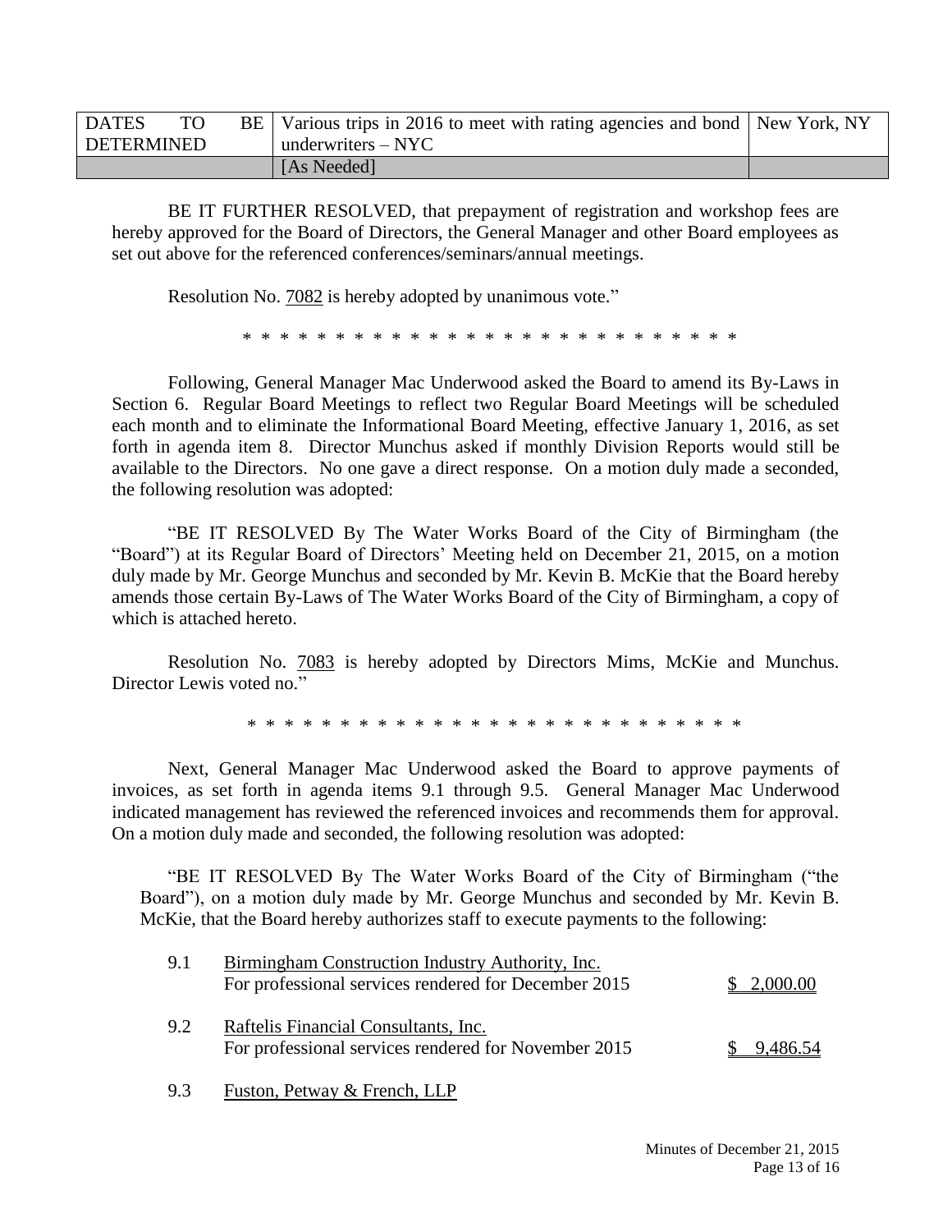| DATES TO BE DETERMINED | Various trips in 2016 to meet with rating agencies and bond underwriters – NYC | New York, NY |
|---|---|---|
| | [As Needed] | |

BE IT FURTHER RESOLVED, that prepayment of registration and workshop fees are hereby approved for the Board of Directors, the General Manager and other Board employees as set out above for the referenced conferences/seminars/annual meetings.

Resolution No. 7082 is hereby adopted by unanimous vote."

\* \* \* \* \* \* \* \* \* \* \* \* \* \* \* \* \* \* \* \* \* \* \* \* \* \* \* \* \* \*

Following, General Manager Mac Underwood asked the Board to amend its By-Laws in Section 6. Regular Board Meetings to reflect two Regular Board Meetings will be scheduled each month and to eliminate the Informational Board Meeting, effective January 1, 2016, as set forth in agenda item 8. Director Munchus asked if monthly Division Reports would still be available to the Directors. No one gave a direct response. On a motion duly made a seconded, the following resolution was adopted:

"BE IT RESOLVED By The Water Works Board of the City of Birmingham (the "Board") at its Regular Board of Directors' Meeting held on December 21, 2015, on a motion duly made by Mr. George Munchus and seconded by Mr. Kevin B. McKie that the Board hereby amends those certain By-Laws of The Water Works Board of the City of Birmingham, a copy of which is attached hereto.

Resolution No. 7083 is hereby adopted by Directors Mims, McKie and Munchus. Director Lewis voted no."

\* \* \* \* \* \* \* \* \* \* \* \* \* \* \* \* \* \* \* \* \* \* \* \* \* \* \* \* \* \*

Next, General Manager Mac Underwood asked the Board to approve payments of invoices, as set forth in agenda items 9.1 through 9.5. General Manager Mac Underwood indicated management has reviewed the referenced invoices and recommends them for approval. On a motion duly made and seconded, the following resolution was adopted:

"BE IT RESOLVED By The Water Works Board of the City of Birmingham ("the Board"), on a motion duly made by Mr. George Munchus and seconded by Mr. Kevin B. McKie, that the Board hereby authorizes staff to execute payments to the following:

9.1 Birmingham Construction Industry Authority, Inc.
For professional services rendered for December 2015 — $ 2,000.00

9.2 Raftelis Financial Consultants, Inc.
For professional services rendered for November 2015 — $ 9,486.54

9.3 Fuston, Petway & French, LLP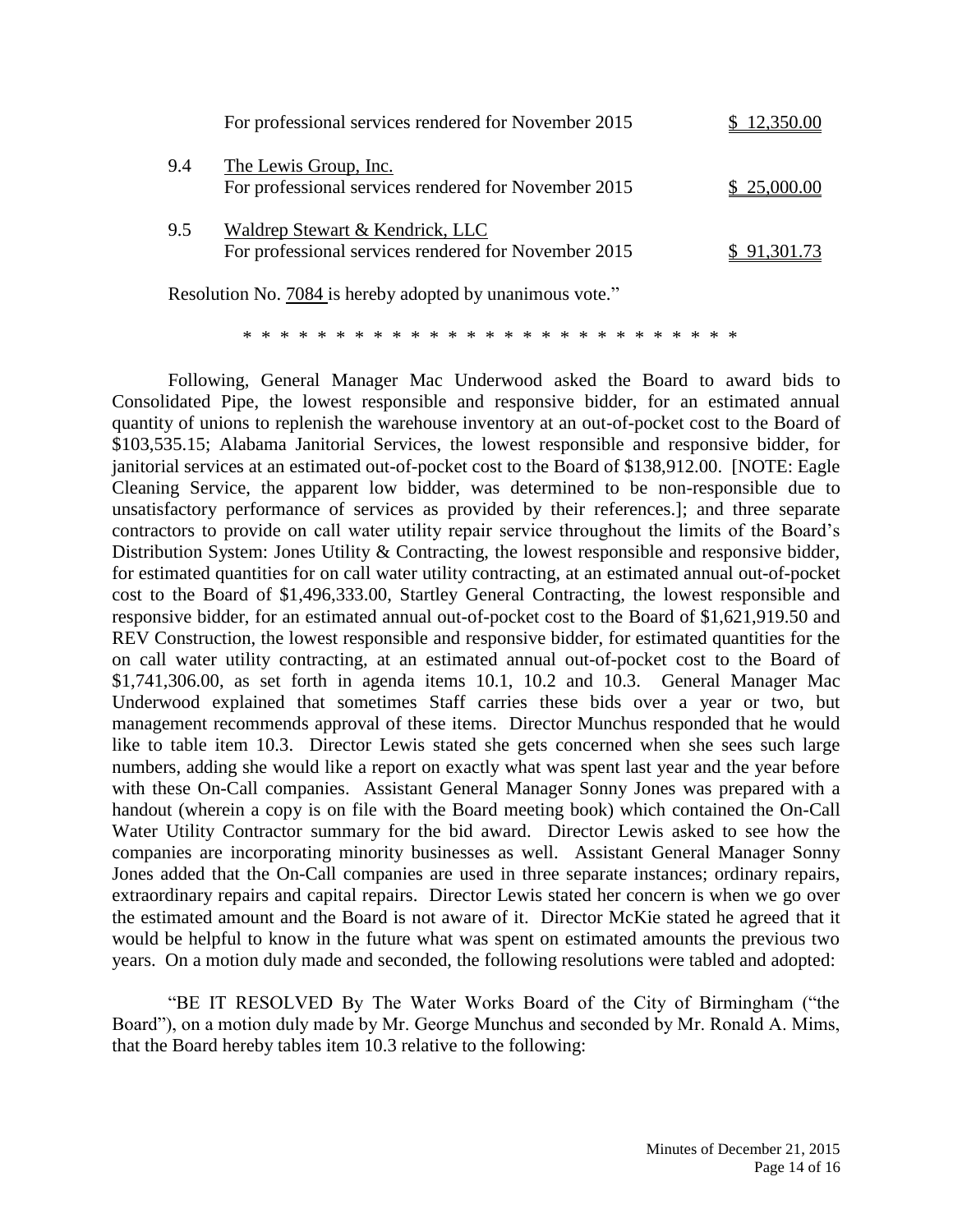| | | |
|---|---|---|
| | For professional services rendered for November 2015 | $ 12,350.00 |
| 9.4 | The Lewis Group, Inc.<br>For professional services rendered for November 2015 | $ 25,000.00 |
| 9.5 | Waldrep Stewart & Kendrick, LLC<br>For professional services rendered for November 2015 | $ 91,301.73 |

Resolution No. 7084 is hereby adopted by unanimous vote."

\* \* \* \* \* \* \* \* \* \* \* \* \* \* \* \* \* \* \* \* \* \* \* \* \* \* \* \* \*

Following, General Manager Mac Underwood asked the Board to award bids to Consolidated Pipe, the lowest responsible and responsive bidder, for an estimated annual quantity of unions to replenish the warehouse inventory at an out-of-pocket cost to the Board of $103,535.15; Alabama Janitorial Services, the lowest responsible and responsive bidder, for janitorial services at an estimated out-of-pocket cost to the Board of $138,912.00. [NOTE: Eagle Cleaning Service, the apparent low bidder, was determined to be non-responsible due to unsatisfactory performance of services as provided by their references.]; and three separate contractors to provide on call water utility repair service throughout the limits of the Board's Distribution System: Jones Utility & Contracting, the lowest responsible and responsive bidder, for estimated quantities for on call water utility contracting, at an estimated annual out-of-pocket cost to the Board of $1,496,333.00, Startley General Contracting, the lowest responsible and responsive bidder, for an estimated annual out-of-pocket cost to the Board of $1,621,919.50 and REV Construction, the lowest responsible and responsive bidder, for estimated quantities for the on call water utility contracting, at an estimated annual out-of-pocket cost to the Board of $1,741,306.00, as set forth in agenda items 10.1, 10.2 and 10.3. General Manager Mac Underwood explained that sometimes Staff carries these bids over a year or two, but management recommends approval of these items. Director Munchus responded that he would like to table item 10.3. Director Lewis stated she gets concerned when she sees such large numbers, adding she would like a report on exactly what was spent last year and the year before with these On-Call companies. Assistant General Manager Sonny Jones was prepared with a handout (wherein a copy is on file with the Board meeting book) which contained the On-Call Water Utility Contractor summary for the bid award. Director Lewis asked to see how the companies are incorporating minority businesses as well. Assistant General Manager Sonny Jones added that the On-Call companies are used in three separate instances; ordinary repairs, extraordinary repairs and capital repairs. Director Lewis stated her concern is when we go over the estimated amount and the Board is not aware of it. Director McKie stated he agreed that it would be helpful to know in the future what was spent on estimated amounts the previous two years. On a motion duly made and seconded, the following resolutions were tabled and adopted:

"BE IT RESOLVED By The Water Works Board of the City of Birmingham ("the Board"), on a motion duly made by Mr. George Munchus and seconded by Mr. Ronald A. Mims, that the Board hereby tables item 10.3 relative to the following: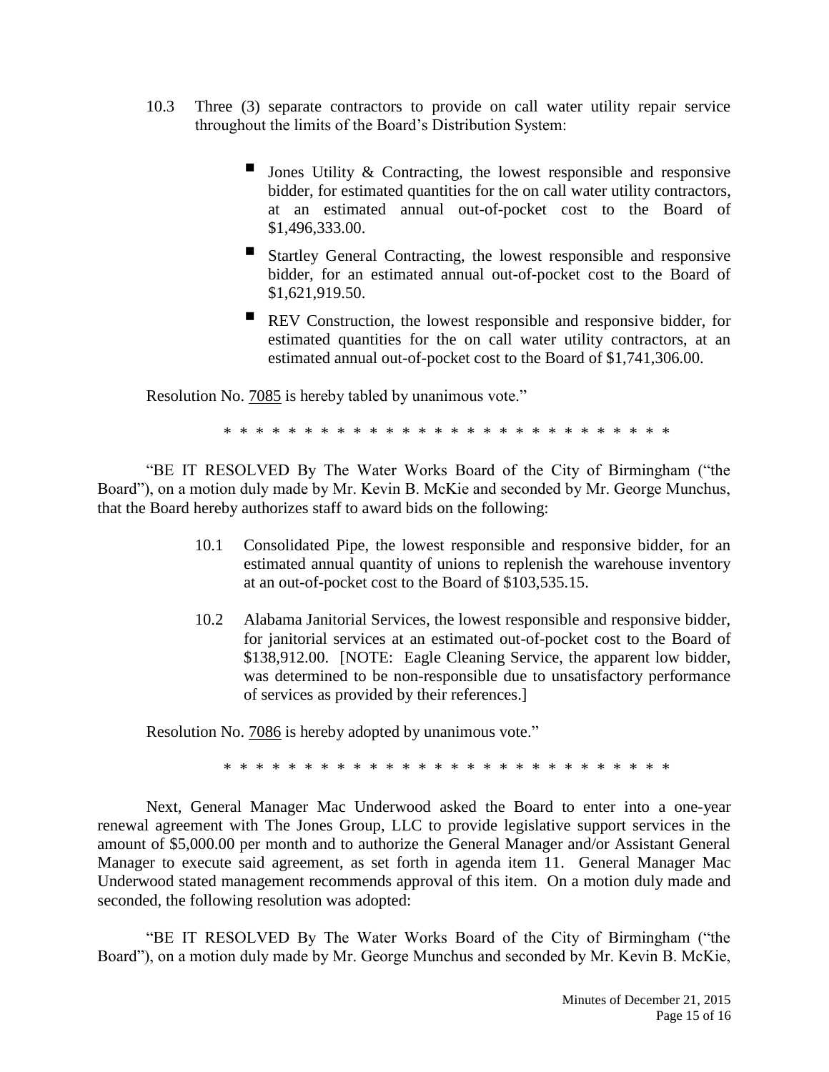10.3 Three (3) separate contractors to provide on call water utility repair service throughout the limits of the Board's Distribution System:

- Jones Utility & Contracting, the lowest responsible and responsive bidder, for estimated quantities for the on call water utility contractors, at an estimated annual out-of-pocket cost to the Board of $1,496,333.00.
- Startley General Contracting, the lowest responsible and responsive bidder, for an estimated annual out-of-pocket cost to the Board of $1,621,919.50.
- REV Construction, the lowest responsible and responsive bidder, for estimated quantities for the on call water utility contractors, at an estimated annual out-of-pocket cost to the Board of $1,741,306.00.

Resolution No. 7085 is hereby tabled by unanimous vote."

* * * * * * * * * * * * * * * * * * * * * * * * * * * * * *

"BE IT RESOLVED By The Water Works Board of the City of Birmingham ("the Board"), on a motion duly made by Mr. Kevin B. McKie and seconded by Mr. George Munchus, that the Board hereby authorizes staff to award bids on the following:

10.1 Consolidated Pipe, the lowest responsible and responsive bidder, for an estimated annual quantity of unions to replenish the warehouse inventory at an out-of-pocket cost to the Board of $103,535.15.

10.2 Alabama Janitorial Services, the lowest responsible and responsive bidder, for janitorial services at an estimated out-of-pocket cost to the Board of $138,912.00. [NOTE: Eagle Cleaning Service, the apparent low bidder, was determined to be non-responsible due to unsatisfactory performance of services as provided by their references.]

Resolution No. 7086 is hereby adopted by unanimous vote."

* * * * * * * * * * * * * * * * * * * * * * * * * * * * * *

Next, General Manager Mac Underwood asked the Board to enter into a one-year renewal agreement with The Jones Group, LLC to provide legislative support services in the amount of $5,000.00 per month and to authorize the General Manager and/or Assistant General Manager to execute said agreement, as set forth in agenda item 11. General Manager Mac Underwood stated management recommends approval of this item. On a motion duly made and seconded, the following resolution was adopted:

"BE IT RESOLVED By The Water Works Board of the City of Birmingham ("the Board"), on a motion duly made by Mr. George Munchus and seconded by Mr. Kevin B. McKie,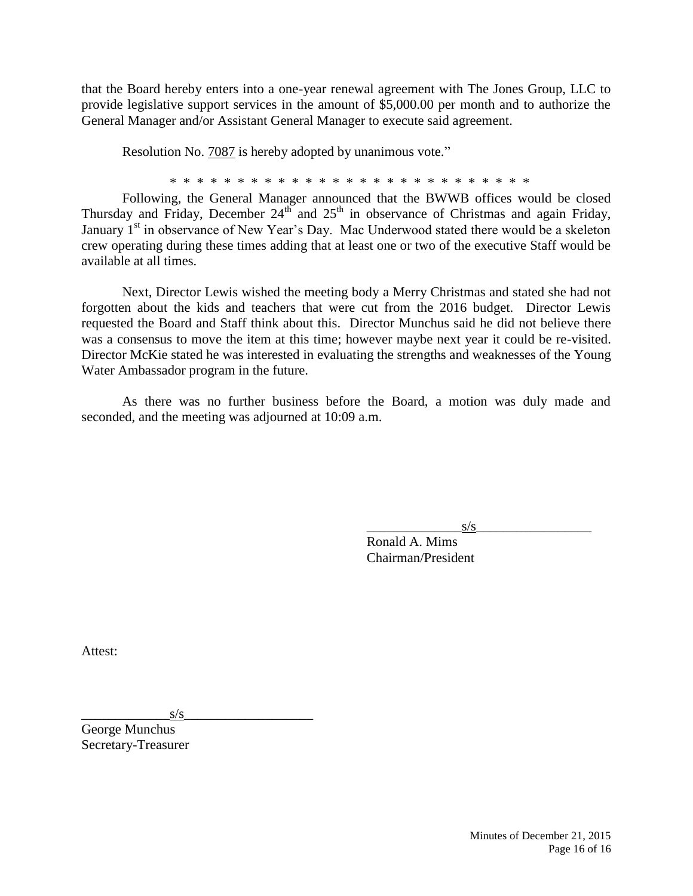that the Board hereby enters into a one-year renewal agreement with The Jones Group, LLC to provide legislative support services in the amount of $5,000.00 per month and to authorize the General Manager and/or Assistant General Manager to execute said agreement.

Resolution No. 7087 is hereby adopted by unanimous vote."

\* \* \* \* \* \* \* \* \* \* \* \* \* \* \* \* \* \* \* \* \* \* \* \* \* \* \* \* \* \*

Following, the General Manager announced that the BWWB offices would be closed Thursday and Friday, December 24th and 25th in observance of Christmas and again Friday, January 1st in observance of New Year's Day. Mac Underwood stated there would be a skeleton crew operating during these times adding that at least one or two of the executive Staff would be available at all times.

Next, Director Lewis wished the meeting body a Merry Christmas and stated she had not forgotten about the kids and teachers that were cut from the 2016 budget. Director Lewis requested the Board and Staff think about this. Director Munchus said he did not believe there was a consensus to move the item at this time; however maybe next year it could be re-visited. Director McKie stated he was interested in evaluating the strengths and weaknesses of the Young Water Ambassador program in the future.

As there was no further business before the Board, a motion was duly made and seconded, and the meeting was adjourned at 10:09 a.m.

s/s
Ronald A. Mims
Chairman/President

Attest:

s/s
George Munchus
Secretary-Treasurer

Minutes of December 21, 2015